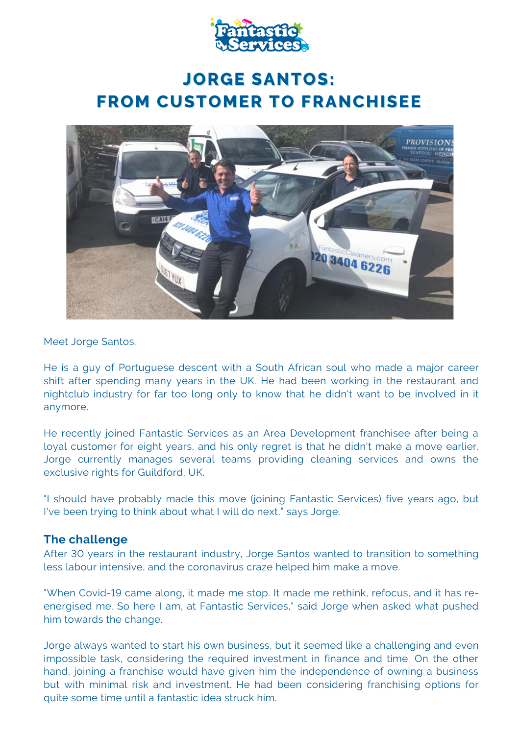# JORGE SANTOS: FROM CUSTOMER TO FRANCHISEE

Meet Jorge Santos.

He is a guy of Portuguese descent with a South African soul who made a major career shift after spending many years in the UK. He had been working in the restaurant and nightclub industry for far too long only to know that he didn't want to be involved in it anymore.

He recently joined Fantastic Services as an Area Development franchisee after being a loyal customer for eight years, and his only regret is that he didn't make a move earlier. Jorge currently manages several teams providing cleaning services and owns the exclusive rights for Guildford, UK.

"I should have probably made this move (joining Fantastic Services) five years ago, but I've been trying to think about what I will do next," says Jorge.

### The challenge

After 30 years in the restaurant industry, Jorge Santos wanted to transition to something less labour intensive, and the coronavirus craze helped him make a move.

"When Covid-19 came along, it made me stop. It made me rethink, refocus, and it has re-energised me. So here I am, at Fantastic Services," said Jorge when asked what pushed him towards the change.

Jorge always wanted to start his own business, but it seemed like a challenging and even impossible task, considering the required investment in finance and time. On the other hand, joining a franchise would have given him the independence of owning a business but with minimal risk and investment. He had been considering franchising options for quite some time until a fantastic idea struck him.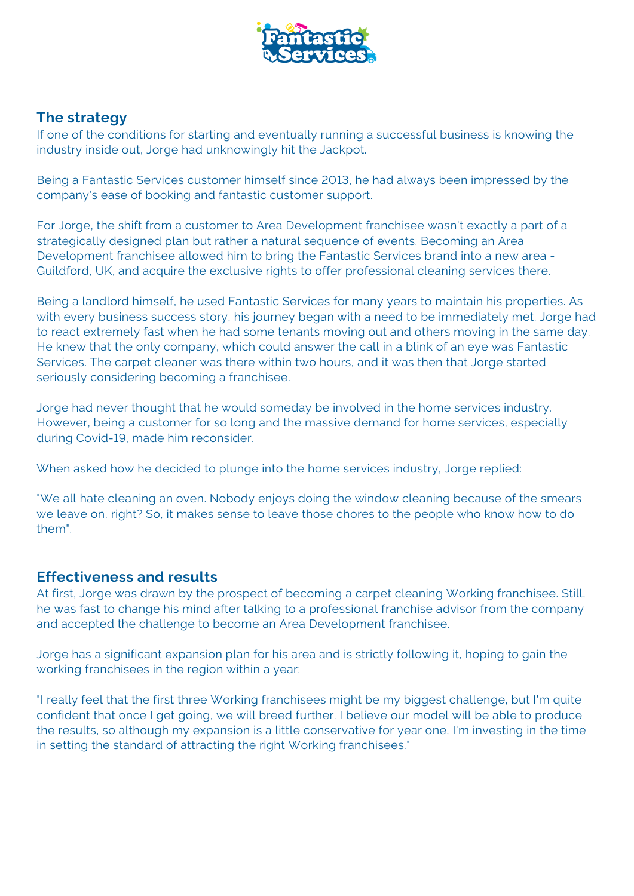## The strategy

If one of the conditions for starting and eventually running a successful business is knowing the industry inside out, Jorge had unknowingly hit the Jackpot.

Being a Fantastic Services customer himself since 2013, he had always been impressed by the company's ease of booking and fantastic customer support.

For Jorge, the shift from a customer to Area Development franchisee wasn't exactly a part of a strategically designed plan but rather a natural sequence of events. Becoming an Area Development franchisee allowed him to bring the Fantastic Services brand into a new area - Guildford, UK, and acquire the exclusive rights to offer professional cleaning services there.

Being a landlord himself, he used Fantastic Services for many years to maintain his properties. As with every business success story, his journey began with a need to be immediately met. Jorge had to react extremely fast when he had some tenants moving out and others moving in the same day. He knew that the only company, which could answer the call in a blink of an eye was Fantastic Services. The carpet cleaner was there within two hours, and it was then that Jorge started seriously considering becoming a franchisee.

Jorge had never thought that he would someday be involved in the home services industry. However, being a customer for so long and the massive demand for home services, especially during Covid-19, made him reconsider.

When asked how he decided to plunge into the home services industry, Jorge replied:

"We all hate cleaning an oven. Nobody enjoys doing the window cleaning because of the smears we leave on, right? So, it makes sense to leave those chores to the people who know how to do them".

## Effectiveness and results

At first, Jorge was drawn by the prospect of becoming a carpet cleaning Working franchisee. Still, he was fast to change his mind after talking to a professional franchise advisor from the company and accepted the challenge to become an Area Development franchisee.

Jorge has a significant expansion plan for his area and is strictly following it, hoping to gain the working franchisees in the region within a year:

"I really feel that the first three Working franchisees might be my biggest challenge, but I'm quite confident that once I get going, we will breed further. I believe our model will be able to produce the results, so although my expansion is a little conservative for year one, I'm investing in the time in setting the standard of attracting the right Working franchisees."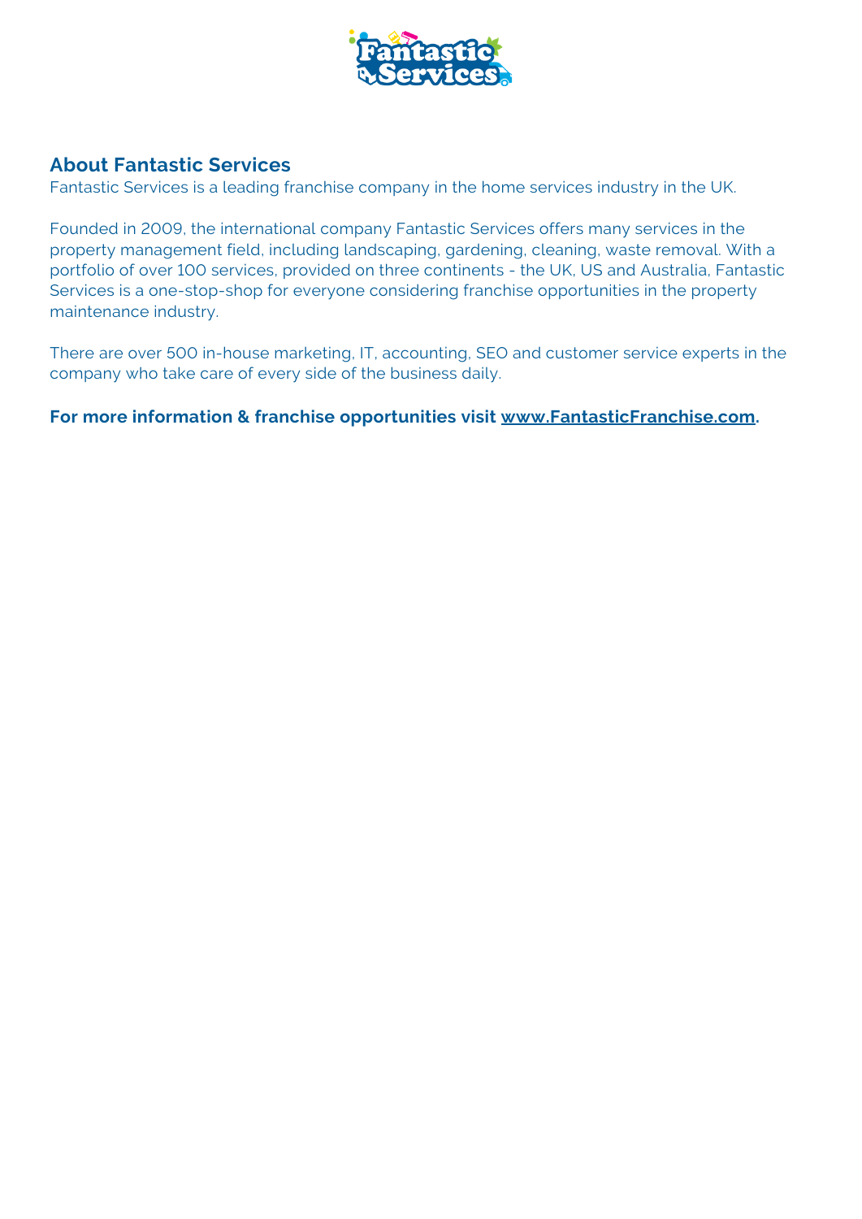## About Fantastic Services

Fantastic Services is a leading franchise company in the home services industry in the UK.

Founded in 2009, the international company Fantastic Services offers many services in the property management field, including landscaping, gardening, cleaning, waste removal. With a portfolio of over 100 services, provided on three continents - the UK, US and Australia, Fantastic Services is a one-stop-shop for everyone considering franchise opportunities in the property maintenance industry.

There are over 500 in-house marketing, IT, accounting, SEO and customer service experts in the company who take care of every side of the business daily.

**For more information & franchise opportunities visit [www.FantasticFranchise.com](http://www.FantasticFranchise.com).**